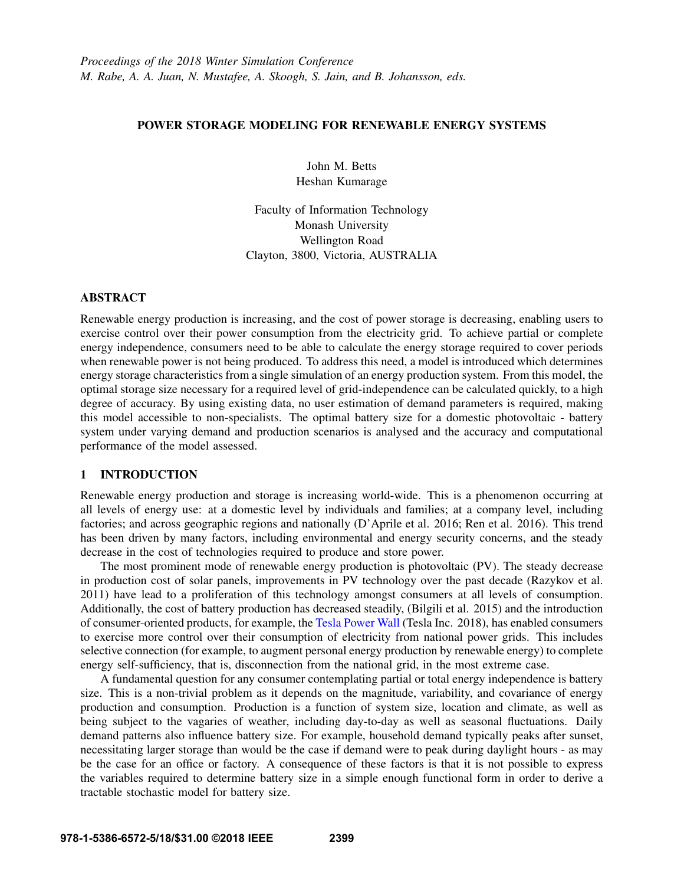*Proceedings of the 2018 Winter Simulation Conference*
*M. Rabe, A. A. Juan, N. Mustafee, A. Skoogh, S. Jain, and B. Johansson, eds.*

# POWER STORAGE MODELING FOR RENEWABLE ENERGY SYSTEMS

John M. Betts
Heshan Kumarage

Faculty of Information Technology
Monash University
Wellington Road
Clayton, 3800, Victoria, AUSTRALIA

## ABSTRACT

Renewable energy production is increasing, and the cost of power storage is decreasing, enabling users to exercise control over their power consumption from the electricity grid. To achieve partial or complete energy independence, consumers need to be able to calculate the energy storage required to cover periods when renewable power is not being produced. To address this need, a model is introduced which determines energy storage characteristics from a single simulation of an energy production system. From this model, the optimal storage size necessary for a required level of grid-independence can be calculated quickly, to a high degree of accuracy. By using existing data, no user estimation of demand parameters is required, making this model accessible to non-specialists. The optimal battery size for a domestic photovoltaic - battery system under varying demand and production scenarios is analysed and the accuracy and computational performance of the model assessed.

## 1 INTRODUCTION

Renewable energy production and storage is increasing world-wide. This is a phenomenon occurring at all levels of energy use: at a domestic level by individuals and families; at a company level, including factories; and across geographic regions and nationally (D'Aprile et al. 2016; Ren et al. 2016). This trend has been driven by many factors, including environmental and energy security concerns, and the steady decrease in the cost of technologies required to produce and store power.

The most prominent mode of renewable energy production is photovoltaic (PV). The steady decrease in production cost of solar panels, improvements in PV technology over the past decade (Razykov et al. 2011) have lead to a proliferation of this technology amongst consumers at all levels of consumption. Additionally, the cost of battery production has decreased steadily, (Bilgili et al. 2015) and the introduction of consumer-oriented products, for example, the Tesla Power Wall (Tesla Inc. 2018), has enabled consumers to exercise more control over their consumption of electricity from national power grids. This includes selective connection (for example, to augment personal energy production by renewable energy) to complete energy self-sufficiency, that is, disconnection from the national grid, in the most extreme case.

A fundamental question for any consumer contemplating partial or total energy independence is battery size. This is a non-trivial problem as it depends on the magnitude, variability, and covariance of energy production and consumption. Production is a function of system size, location and climate, as well as being subject to the vagaries of weather, including day-to-day as well as seasonal fluctuations. Daily demand patterns also influence battery size. For example, household demand typically peaks after sunset, necessitating larger storage than would be the case if demand were to peak during daylight hours - as may be the case for an office or factory. A consequence of these factors is that it is not possible to express the variables required to determine battery size in a simple enough functional form in order to derive a tractable stochastic model for battery size.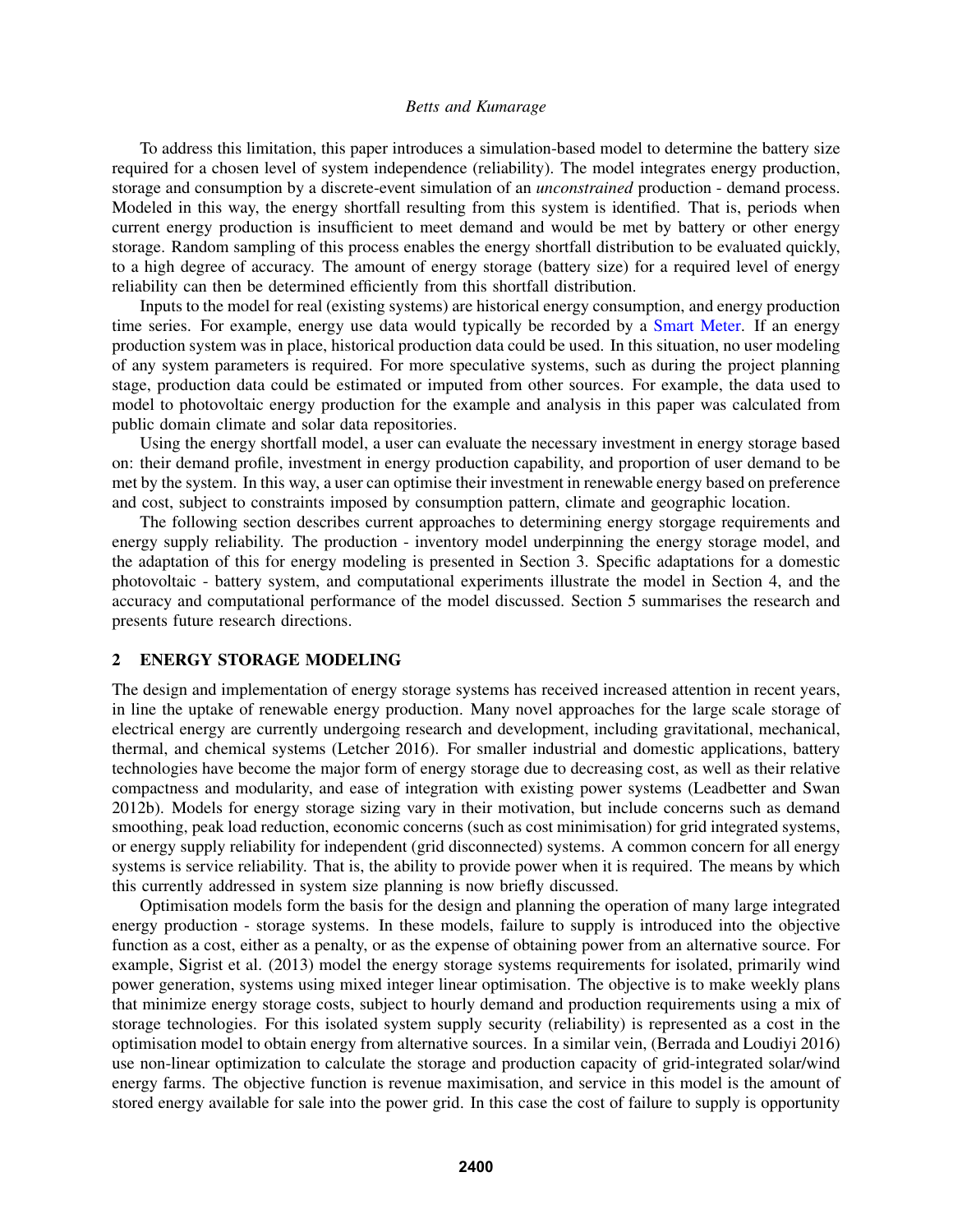To address this limitation, this paper introduces a simulation-based model to determine the battery size required for a chosen level of system independence (reliability). The model integrates energy production, storage and consumption by a discrete-event simulation of an *unconstrained* production - demand process. Modeled in this way, the energy shortfall resulting from this system is identified. That is, periods when current energy production is insufficient to meet demand and would be met by battery or other energy storage. Random sampling of this process enables the energy shortfall distribution to be evaluated quickly, to a high degree of accuracy. The amount of energy storage (battery size) for a required level of energy reliability can then be determined efficiently from this shortfall distribution.

Inputs to the model for real (existing systems) are historical energy consumption, and energy production time series. For example, energy use data would typically be recorded by a Smart Meter. If an energy production system was in place, historical production data could be used. In this situation, no user modeling of any system parameters is required. For more speculative systems, such as during the project planning stage, production data could be estimated or imputed from other sources. For example, the data used to model to photovoltaic energy production for the example and analysis in this paper was calculated from public domain climate and solar data repositories.

Using the energy shortfall model, a user can evaluate the necessary investment in energy storage based on: their demand profile, investment in energy production capability, and proportion of user demand to be met by the system. In this way, a user can optimise their investment in renewable energy based on preference and cost, subject to constraints imposed by consumption pattern, climate and geographic location.

The following section describes current approaches to determining energy storgage requirements and energy supply reliability. The production - inventory model underpinning the energy storage model, and the adaptation of this for energy modeling is presented in Section 3. Specific adaptations for a domestic photovoltaic - battery system, and computational experiments illustrate the model in Section 4, and the accuracy and computational performance of the model discussed. Section 5 summarises the research and presents future research directions.

## 2 ENERGY STORAGE MODELING

The design and implementation of energy storage systems has received increased attention in recent years, in line the uptake of renewable energy production. Many novel approaches for the large scale storage of electrical energy are currently undergoing research and development, including gravitational, mechanical, thermal, and chemical systems (Letcher 2016). For smaller industrial and domestic applications, battery technologies have become the major form of energy storage due to decreasing cost, as well as their relative compactness and modularity, and ease of integration with existing power systems (Leadbetter and Swan 2012b). Models for energy storage sizing vary in their motivation, but include concerns such as demand smoothing, peak load reduction, economic concerns (such as cost minimisation) for grid integrated systems, or energy supply reliability for independent (grid disconnected) systems. A common concern for all energy systems is service reliability. That is, the ability to provide power when it is required. The means by which this currently addressed in system size planning is now briefly discussed.

Optimisation models form the basis for the design and planning the operation of many large integrated energy production - storage systems. In these models, failure to supply is introduced into the objective function as a cost, either as a penalty, or as the expense of obtaining power from an alternative source. For example, Sigrist et al. (2013) model the energy storage systems requirements for isolated, primarily wind power generation, systems using mixed integer linear optimisation. The objective is to make weekly plans that minimize energy storage costs, subject to hourly demand and production requirements using a mix of storage technologies. For this isolated system supply security (reliability) is represented as a cost in the optimisation model to obtain energy from alternative sources. In a similar vein, (Berrada and Loudiyi 2016) use non-linear optimization to calculate the storage and production capacity of grid-integrated solar/wind energy farms. The objective function is revenue maximisation, and service in this model is the amount of stored energy available for sale into the power grid. In this case the cost of failure to supply is opportunity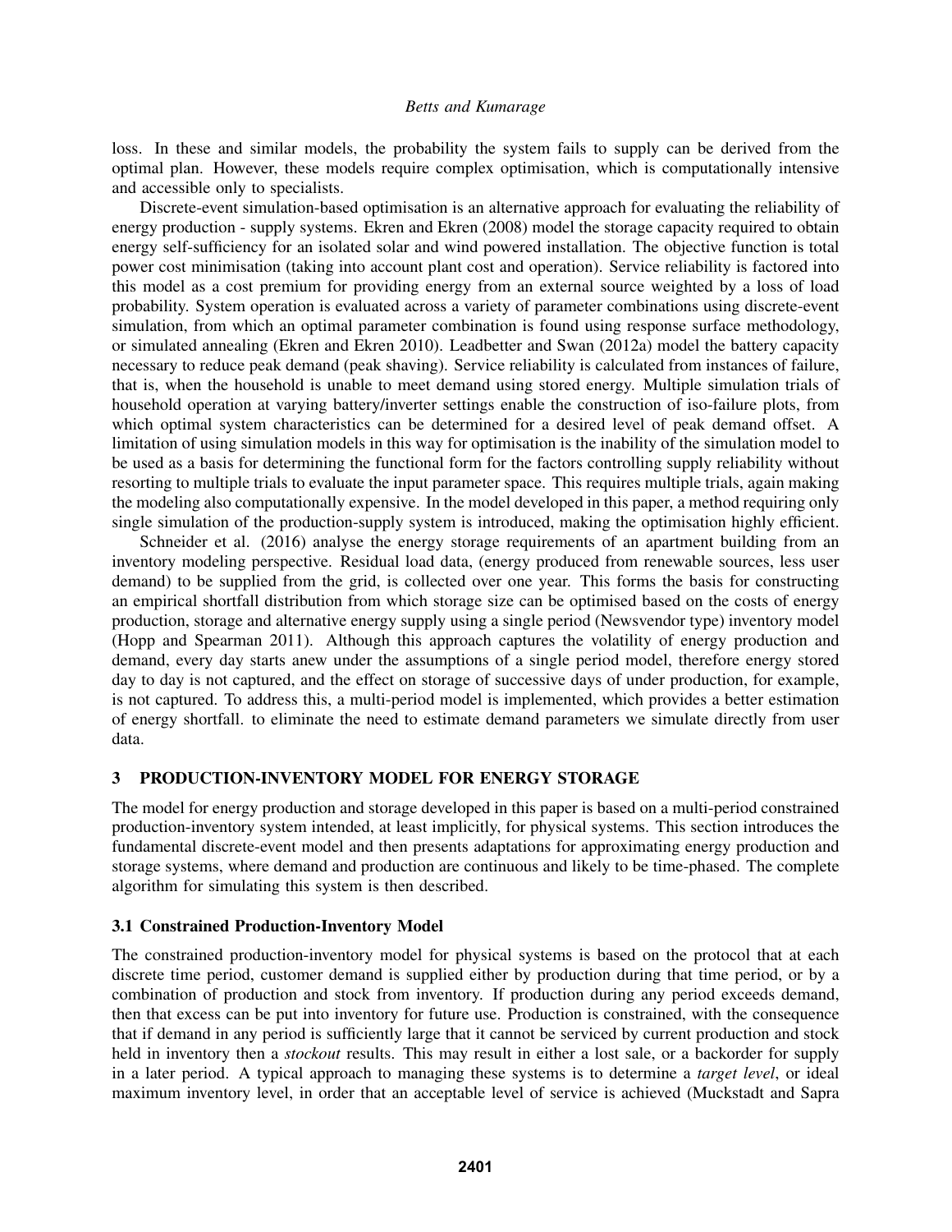loss. In these and similar models, the probability the system fails to supply can be derived from the optimal plan. However, these models require complex optimisation, which is computationally intensive and accessible only to specialists.

Discrete-event simulation-based optimisation is an alternative approach for evaluating the reliability of energy production - supply systems. Ekren and Ekren (2008) model the storage capacity required to obtain energy self-sufficiency for an isolated solar and wind powered installation. The objective function is total power cost minimisation (taking into account plant cost and operation). Service reliability is factored into this model as a cost premium for providing energy from an external source weighted by a loss of load probability. System operation is evaluated across a variety of parameter combinations using discrete-event simulation, from which an optimal parameter combination is found using response surface methodology, or simulated annealing (Ekren and Ekren 2010). Leadbetter and Swan (2012a) model the battery capacity necessary to reduce peak demand (peak shaving). Service reliability is calculated from instances of failure, that is, when the household is unable to meet demand using stored energy. Multiple simulation trials of household operation at varying battery/inverter settings enable the construction of iso-failure plots, from which optimal system characteristics can be determined for a desired level of peak demand offset. A limitation of using simulation models in this way for optimisation is the inability of the simulation model to be used as a basis for determining the functional form for the factors controlling supply reliability without resorting to multiple trials to evaluate the input parameter space. This requires multiple trials, again making the modeling also computationally expensive. In the model developed in this paper, a method requiring only single simulation of the production-supply system is introduced, making the optimisation highly efficient.

Schneider et al. (2016) analyse the energy storage requirements of an apartment building from an inventory modeling perspective. Residual load data, (energy produced from renewable sources, less user demand) to be supplied from the grid, is collected over one year. This forms the basis for constructing an empirical shortfall distribution from which storage size can be optimised based on the costs of energy production, storage and alternative energy supply using a single period (Newsvendor type) inventory model (Hopp and Spearman 2011). Although this approach captures the volatility of energy production and demand, every day starts anew under the assumptions of a single period model, therefore energy stored day to day is not captured, and the effect on storage of successive days of under production, for example, is not captured. To address this, a multi-period model is implemented, which provides a better estimation of energy shortfall. to eliminate the need to estimate demand parameters we simulate directly from user data.

## 3 PRODUCTION-INVENTORY MODEL FOR ENERGY STORAGE

The model for energy production and storage developed in this paper is based on a multi-period constrained production-inventory system intended, at least implicitly, for physical systems. This section introduces the fundamental discrete-event model and then presents adaptations for approximating energy production and storage systems, where demand and production are continuous and likely to be time-phased. The complete algorithm for simulating this system is then described.

### 3.1 Constrained Production-Inventory Model

The constrained production-inventory model for physical systems is based on the protocol that at each discrete time period, customer demand is supplied either by production during that time period, or by a combination of production and stock from inventory. If production during any period exceeds demand, then that excess can be put into inventory for future use. Production is constrained, with the consequence that if demand in any period is sufficiently large that it cannot be serviced by current production and stock held in inventory then a *stockout* results. This may result in either a lost sale, or a backorder for supply in a later period. A typical approach to managing these systems is to determine a *target level*, or ideal maximum inventory level, in order that an acceptable level of service is achieved (Muckstadt and Sapra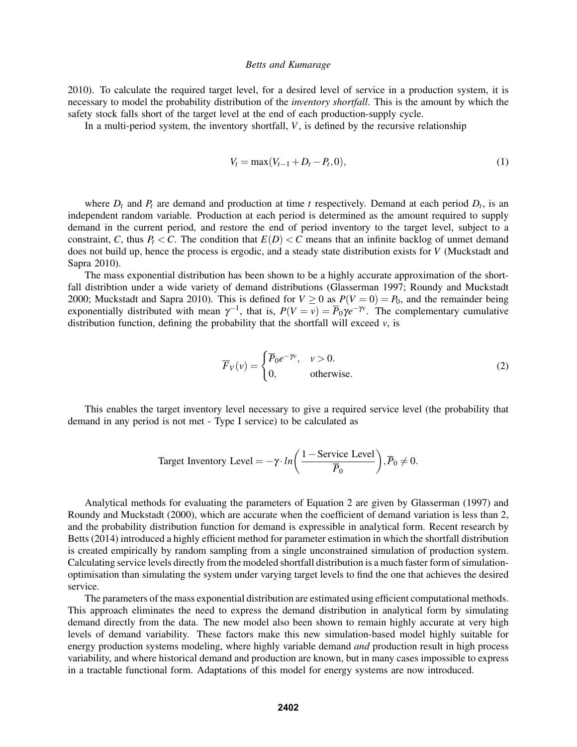2010). To calculate the required target level, for a desired level of service in a production system, it is necessary to model the probability distribution of the *inventory shortfall*. This is the amount by which the safety stock falls short of the target level at the end of each production-supply cycle.

In a multi-period system, the inventory shortfall, $V$, is defined by the recursive relationship

$$V_t = \max(V_{t-1} + D_t - P_t, 0), \tag{1}$$

where $D_t$ and $P_t$ are demand and production at time $t$ respectively. Demand at each period $D_t$, is an independent random variable. Production at each period is determined as the amount required to supply demand in the current period, and restore the end of period inventory to the target level, subject to a constraint, $C$, thus $P_t < C$. The condition that $E(D) < C$ means that an infinite backlog of unmet demand does not build up, hence the process is ergodic, and a steady state distribution exists for $V$ (Muckstadt and Sapra 2010).

The mass exponential distribution has been shown to be a highly accurate approximation of the shortfall distribtion under a wide variety of demand distributions (Glasserman 1997; Roundy and Muckstadt 2000; Muckstadt and Sapra 2010). This is defined for $V \geq 0$ as $P(V = 0) = P_0$, and the remainder being exponentially distributed with mean $\gamma^{-1}$, that is, $P(V = v) = \overline{P}_0 \gamma e^{-\gamma v}$. The complementary cumulative distribution function, defining the probability that the shortfall will exceed $v$, is

$$\overline{F}_V(v) = \begin{cases} \overline{P}_0 e^{-\gamma v}, & v > 0. \\ 0, & \text{otherwise.} \end{cases} \tag{2}$$

This enables the target inventory level necessary to give a required service level (the probability that demand in any period is not met - Type I service) to be calculated as

$$\text{Target Inventory Level} = -\gamma \cdot ln\left(\frac{1 - \text{Service Level}}{\overline{P}_0}\right), \overline{P}_0 \neq 0.$$

Analytical methods for evaluating the parameters of Equation 2 are given by Glasserman (1997) and Roundy and Muckstadt (2000), which are accurate when the coefficient of demand variation is less than 2, and the probability distribution function for demand is expressible in analytical form. Recent research by Betts (2014) introduced a highly efficient method for parameter estimation in which the shortfall distribution is created empirically by random sampling from a single unconstrained simulation of production system. Calculating service levels directly from the modeled shortfall distribution is a much faster form of simulation-optimisation than simulating the system under varying target levels to find the one that achieves the desired service.

The parameters of the mass exponential distribution are estimated using efficient computational methods. This approach eliminates the need to express the demand distribution in analytical form by simulating demand directly from the data. The new model also been shown to remain highly accurate at very high levels of demand variability. These factors make this new simulation-based model highly suitable for energy production systems modeling, where highly variable demand *and* production result in high process variability, and where historical demand and production are known, but in many cases impossible to express in a tractable functional form. Adaptations of this model for energy systems are now introduced.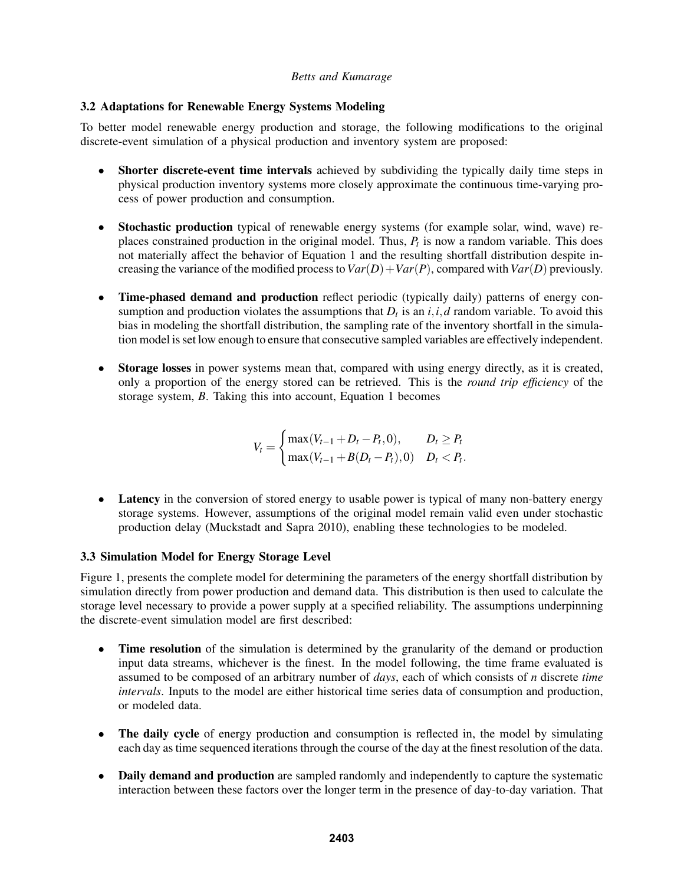### 3.2 Adaptations for Renewable Energy Systems Modeling

To better model renewable energy production and storage, the following modifications to the original discrete-event simulation of a physical production and inventory system are proposed:

- **Shorter discrete-event time intervals** achieved by subdividing the typically daily time steps in physical production inventory systems more closely approximate the continuous time-varying process of power production and consumption.

- **Stochastic production** typical of renewable energy systems (for example solar, wind, wave) replaces constrained production in the original model. Thus, $P_t$ is now a random variable. This does not materially affect the behavior of Equation 1 and the resulting shortfall distribution despite increasing the variance of the modified process to $Var(D) + Var(P)$, compared with $Var(D)$ previously.

- **Time-phased demand and production** reflect periodic (typically daily) patterns of energy consumption and production violates the assumptions that $D_t$ is an $i,i,d$ random variable. To avoid this bias in modeling the shortfall distribution, the sampling rate of the inventory shortfall in the simulation model is set low enough to ensure that consecutive sampled variables are effectively independent.

- **Storage losses** in power systems mean that, compared with using energy directly, as it is created, only a proportion of the energy stored can be retrieved. This is the *round trip efficiency* of the storage system, $B$. Taking this into account, Equation 1 becomes

$$V_t = \begin{cases} \max(V_{t-1} + D_t - P_t, 0), & D_t \geq P_t \\ \max(V_{t-1} + B(D_t - P_t), 0) & D_t < P_t. \end{cases}$$

- **Latency** in the conversion of stored energy to usable power is typical of many non-battery energy storage systems. However, assumptions of the original model remain valid even under stochastic production delay (Muckstadt and Sapra 2010), enabling these technologies to be modeled.

### 3.3 Simulation Model for Energy Storage Level

Figure 1, presents the complete model for determining the parameters of the energy shortfall distribution by simulation directly from power production and demand data. This distribution is then used to calculate the storage level necessary to provide a power supply at a specified reliability. The assumptions underpinning the discrete-event simulation model are first described:

- **Time resolution** of the simulation is determined by the granularity of the demand or production input data streams, whichever is the finest. In the model following, the time frame evaluated is assumed to be composed of an arbitrary number of *days*, each of which consists of $n$ discrete *time intervals*. Inputs to the model are either historical time series data of consumption and production, or modeled data.

- **The daily cycle** of energy production and consumption is reflected in, the model by simulating each day as time sequenced iterations through the course of the day at the finest resolution of the data.

- **Daily demand and production** are sampled randomly and independently to capture the systematic interaction between these factors over the longer term in the presence of day-to-day variation. That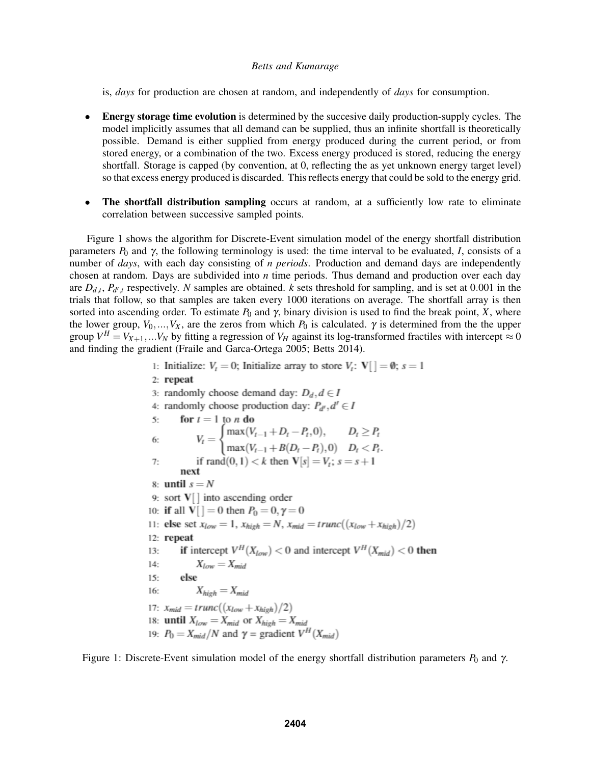is, *days* for production are chosen at random, and independently of *days* for consumption.

- **Energy storage time evolution** is determined by the succesive daily production-supply cycles. The model implicitly assumes that all demand can be supplied, thus an infinite shortfall is theoretically possible. Demand is either supplied from energy produced during the current period, or from stored energy, or a combination of the two. Excess energy produced is stored, reducing the energy shortfall. Storage is capped (by convention, at 0, reflecting the as yet unknown energy target level) so that excess energy produced is discarded. This reflects energy that could be sold to the energy grid.
- **The shortfall distribution sampling** occurs at random, at a sufficiently low rate to eliminate correlation between successive sampled points.

Figure 1 shows the algorithm for Discrete-Event simulation model of the energy shortfall distribution parameters $P_0$ and $\gamma$, the following terminology is used: the time interval to be evaluated, $I$, consists of a number of *days*, with each day consisting of *n periods*. Production and demand days are independently chosen at random. Days are subdivided into $n$ time periods. Thus demand and production over each day are $D_{d,t}$, $P_{d',t}$ respectively. $N$ samples are obtained. $k$ sets threshold for sampling, and is set at 0.001 in the trials that follow, so that samples are taken every 1000 iterations on average. The shortfall array is then sorted into ascending order. To estimate $P_0$ and $\gamma$, binary division is used to find the break point, $X$, where the lower group, $V_0, ..., V_X$, are the zeros from which $P_0$ is calculated. $\gamma$ is determined from the the upper group $V^H = V_{X+1}, ...V_N$ by fitting a regression of $V_H$ against its log-transformed fractiles with intercept $\approx 0$ and finding the gradient (Fraile and Garca-Ortega 2005; Betts 2014).

```
1: Initialize: V_t = 0; Initialize array to store V_t: V[ ] = ∅; s = 1
2: repeat
3: randomly choose demand day: D_d, d ∈ I
4: randomly choose production day: P_d', d' ∈ I
5:     for t = 1 to n do
6:         V_t = { max(V_{t-1} + D_t - P_t, 0),      D_t ≥ P_t
                 { max(V_{t-1} + B(D_t - P_t), 0)   D_t < P_t.
7:         if rand(0,1) < k then V[s] = V_t; s = s + 1
       next
8: until s = N
9: sort V[ ] into ascending order
10: if all V[ ] = 0 then P_0 = 0, γ = 0
11: else set x_low = 1, x_high = N, x_mid = trunc((x_low + x_high)/2)
12: repeat
13:     if intercept V^H(X_low) < 0 and intercept V^H(X_mid) < 0 then
14:         X_low = X_mid
15:     else
16:         X_high = X_mid
17: x_mid = trunc((x_low + x_high)/2)
18: until X_low = X_mid or X_high = X_mid
19: P_0 = X_mid/N and γ = gradient V^H(X_mid)
```

Figure 1: Discrete-Event simulation model of the energy shortfall distribution parameters $P_0$ and $\gamma$.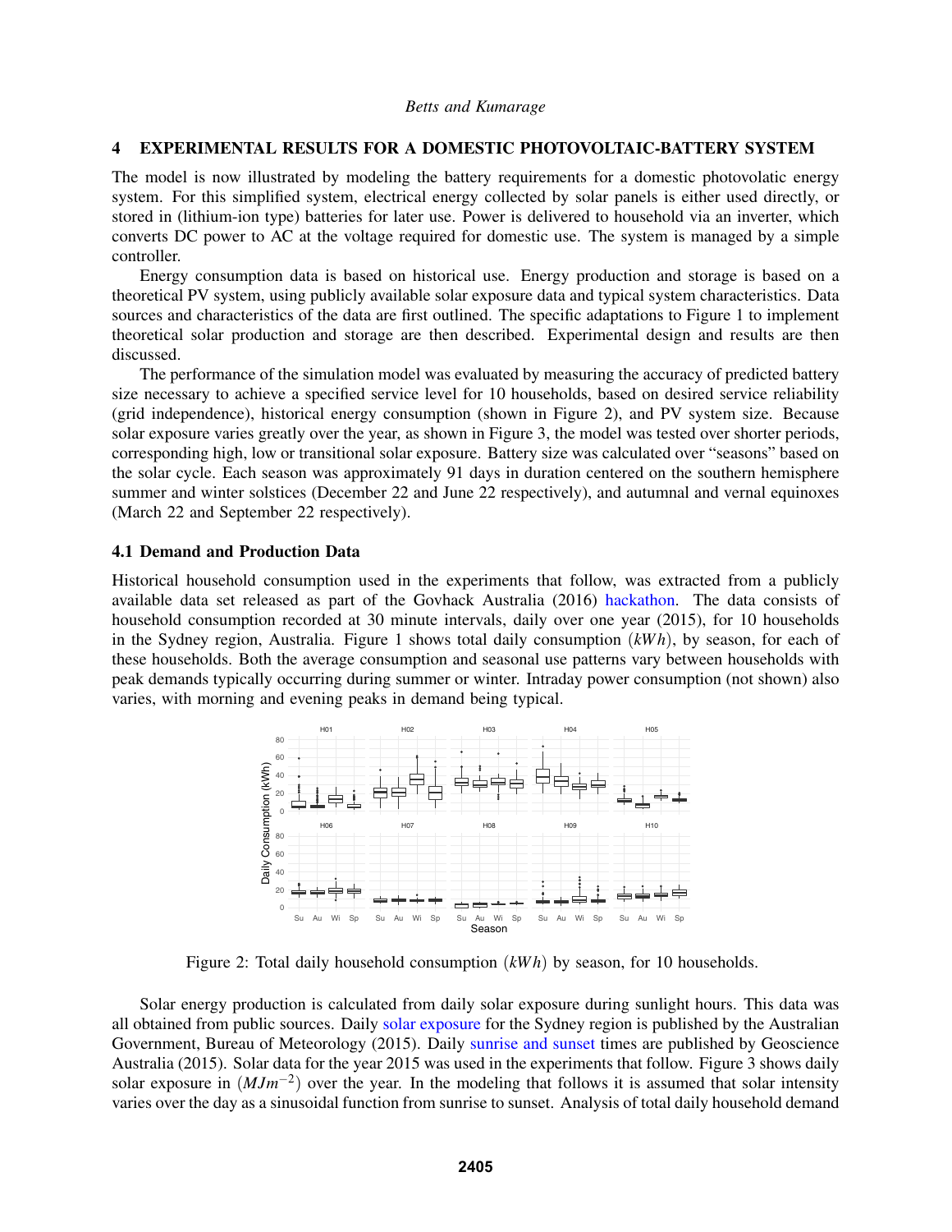## 4 EXPERIMENTAL RESULTS FOR A DOMESTIC PHOTOVOLTAIC-BATTERY SYSTEM

The model is now illustrated by modeling the battery requirements for a domestic photovolatic energy system. For this simplified system, electrical energy collected by solar panels is either used directly, or stored in (lithium-ion type) batteries for later use. Power is delivered to household via an inverter, which converts DC power to AC at the voltage required for domestic use. The system is managed by a simple controller.

Energy consumption data is based on historical use. Energy production and storage is based on a theoretical PV system, using publicly available solar exposure data and typical system characteristics. Data sources and characteristics of the data are first outlined. The specific adaptations to Figure 1 to implement theoretical solar production and storage are then described. Experimental design and results are then discussed.

The performance of the simulation model was evaluated by measuring the accuracy of predicted battery size necessary to achieve a specified service level for 10 households, based on desired service reliability (grid independence), historical energy consumption (shown in Figure 2), and PV system size. Because solar exposure varies greatly over the year, as shown in Figure 3, the model was tested over shorter periods, corresponding high, low or transitional solar exposure. Battery size was calculated over "seasons" based on the solar cycle. Each season was approximately 91 days in duration centered on the southern hemisphere summer and winter solstices (December 22 and June 22 respectively), and autumnal and vernal equinoxes (March 22 and September 22 respectively).

### 4.1 Demand and Production Data

Historical household consumption used in the experiments that follow, was extracted from a publicly available data set released as part of the Govhack Australia (2016) hackathon. The data consists of household consumption recorded at 30 minute intervals, daily over one year (2015), for 10 households in the Sydney region, Australia. Figure 1 shows total daily consumption $(kWh)$, by season, for each of these households. Both the average consumption and seasonal use patterns vary between households with peak demands typically occurring during summer or winter. Intraday power consumption (not shown) also varies, with morning and evening peaks in demand being typical.

Figure 2: Total daily household consumption $(kWh)$ by season, for 10 households.

Solar energy production is calculated from daily solar exposure during sunlight hours. This data was all obtained from public sources. Daily solar exposure for the Sydney region is published by the Australian Government, Bureau of Meteorology (2015). Daily sunrise and sunset times are published by Geoscience Australia (2015). Solar data for the year 2015 was used in the experiments that follow. Figure 3 shows daily solar exposure in $(MJm^{-2})$ over the year. In the modeling that follows it is assumed that solar intensity varies over the day as a sinusoidal function from sunrise to sunset. Analysis of total daily household demand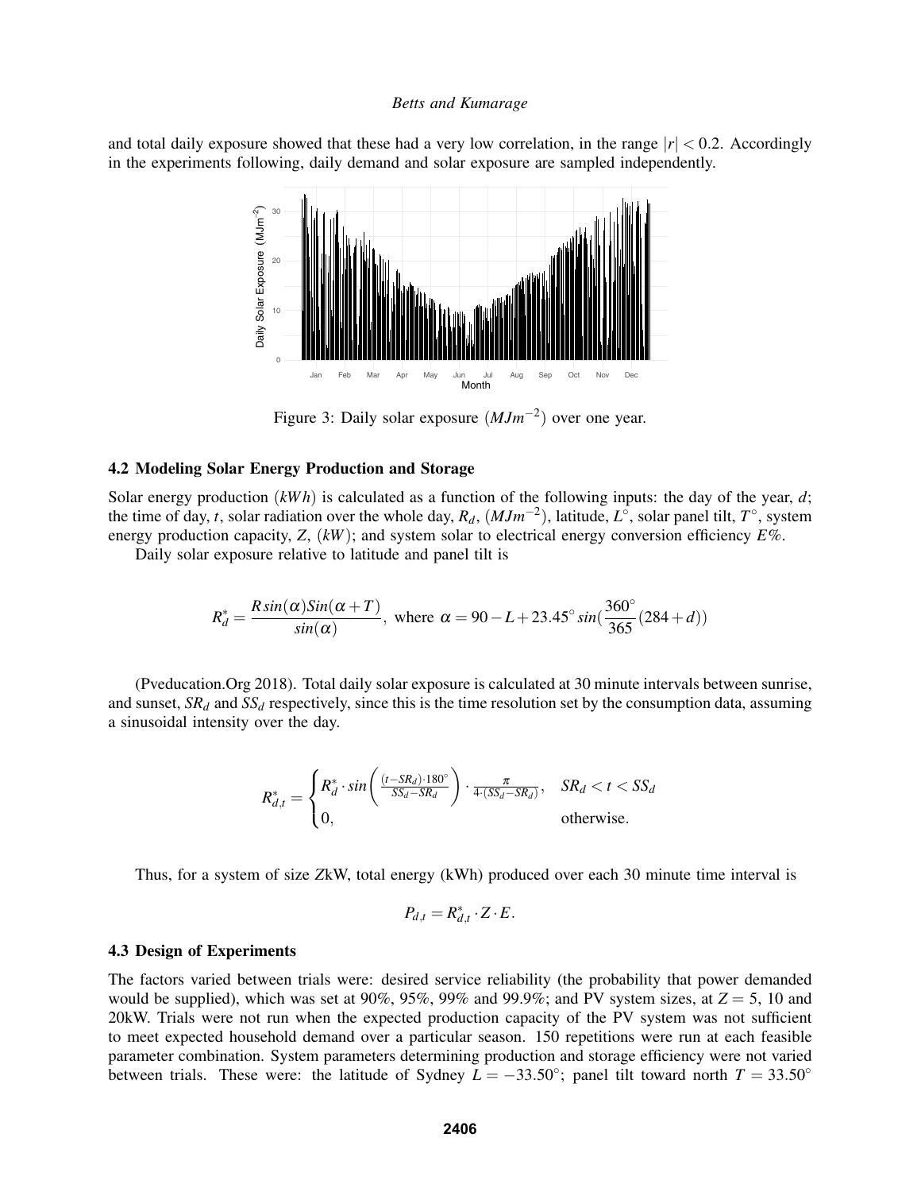and total daily exposure showed that these had a very low correlation, in the range $|r| < 0.2$. Accordingly in the experiments following, daily demand and solar exposure are sampled independently.

Figure 3: Daily solar exposure $(MJm^{-2})$ over one year.

### 4.2 Modeling Solar Energy Production and Storage

Solar energy production $(kWh)$ is calculated as a function of the following inputs: the day of the year, $d$; the time of day, $t$, solar radiation over the whole day, $R_d$, $(MJm^{-2})$, latitude, $L^\circ$, solar panel tilt, $T^\circ$, system energy production capacity, $Z$, $(kW)$; and system solar to electrical energy conversion efficiency $E\%$.

Daily solar exposure relative to latitude and panel tilt is

$$R_d^* = \frac{R\,sin(\alpha)Sin(\alpha+T)}{sin(\alpha)},\text{ where }\alpha = 90 - L + 23.45^\circ\,sin(\frac{360^\circ}{365}(284+d))$$

(Pveducation.Org 2018). Total daily solar exposure is calculated at 30 minute intervals between sunrise, and sunset, $SR_d$ and $SS_d$ respectively, since this is the time resolution set by the consumption data, assuming a sinusoidal intensity over the day.

$$R_{d,t}^* = \begin{cases} R_d^* \cdot sin\left(\frac{(t-SR_d)\cdot 180^\circ}{SS_d - SR_d}\right) \cdot \frac{\pi}{4\cdot(SS_d - SR_d)}, & SR_d < t < SS_d \\ 0, & \text{otherwise.} \end{cases}$$

Thus, for a system of size $Z$kW, total energy (kWh) produced over each 30 minute time interval is

$$P_{d,t} = R_{d,t}^* \cdot Z \cdot E.$$

### 4.3 Design of Experiments

The factors varied between trials were: desired service reliability (the probability that power demanded would be supplied), which was set at 90%, 95%, 99% and 99.9%; and PV system sizes, at $Z = 5$, 10 and 20kW. Trials were not run when the expected production capacity of the PV system was not sufficient to meet expected household demand over a particular season. 150 repetitions were run at each feasible parameter combination. System parameters determining production and storage efficiency were not varied between trials. These were: the latitude of Sydney $L = -33.50^\circ$; panel tilt toward north $T = 33.50^\circ$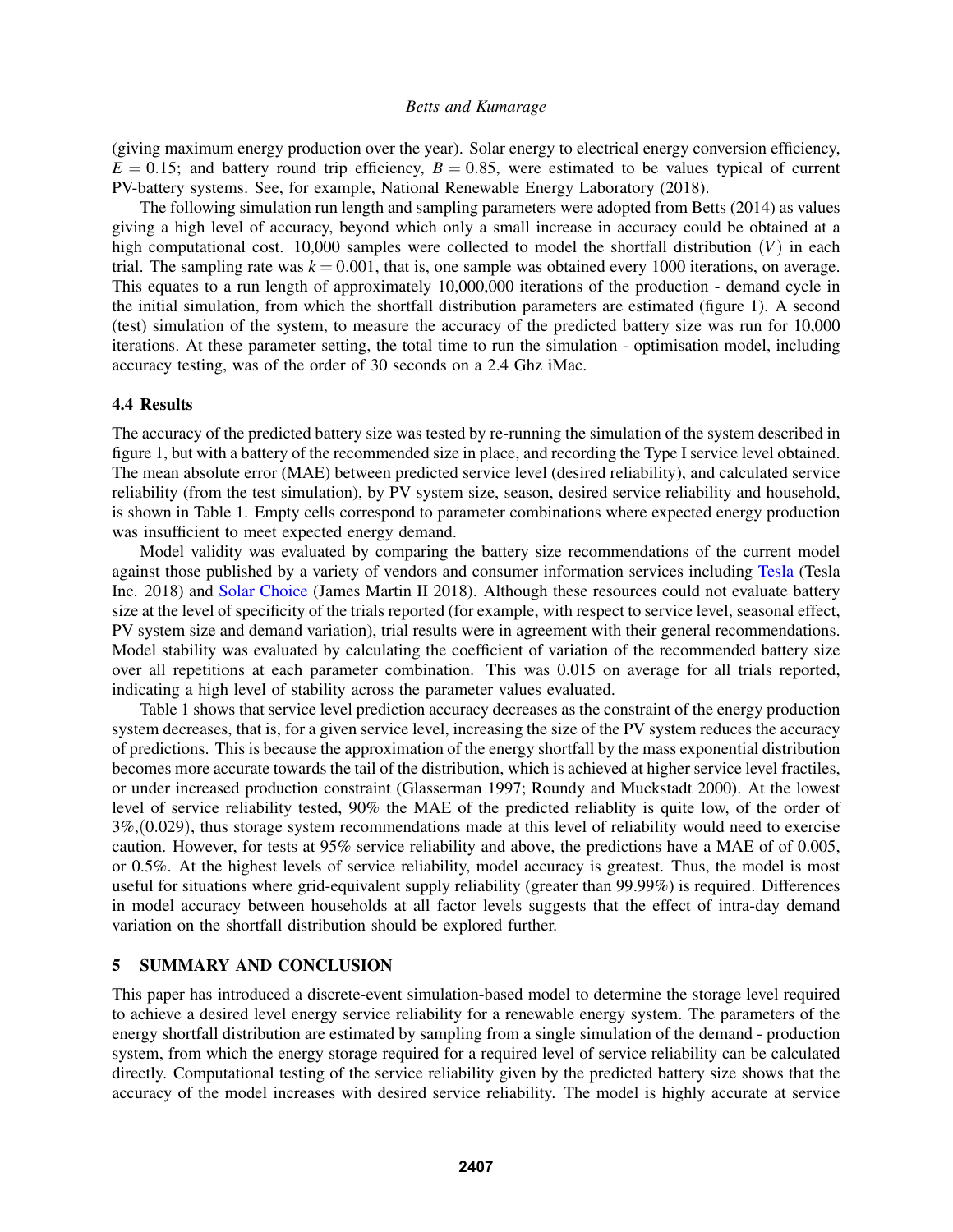(giving maximum energy production over the year). Solar energy to electrical energy conversion efficiency, $E = 0.15$; and battery round trip efficiency, $B = 0.85$, were estimated to be values typical of current PV-battery systems. See, for example, National Renewable Energy Laboratory (2018).

The following simulation run length and sampling parameters were adopted from Betts (2014) as values giving a high level of accuracy, beyond which only a small increase in accuracy could be obtained at a high computational cost. 10,000 samples were collected to model the shortfall distribution $(V)$ in each trial. The sampling rate was $k = 0.001$, that is, one sample was obtained every 1000 iterations, on average. This equates to a run length of approximately 10,000,000 iterations of the production - demand cycle in the initial simulation, from which the shortfall distribution parameters are estimated (figure 1). A second (test) simulation of the system, to measure the accuracy of the predicted battery size was run for 10,000 iterations. At these parameter setting, the total time to run the simulation - optimisation model, including accuracy testing, was of the order of 30 seconds on a 2.4 Ghz iMac.

### 4.4 Results

The accuracy of the predicted battery size was tested by re-running the simulation of the system described in figure 1, but with a battery of the recommended size in place, and recording the Type I service level obtained. The mean absolute error (MAE) between predicted service level (desired reliability), and calculated service reliability (from the test simulation), by PV system size, season, desired service reliability and household, is shown in Table 1. Empty cells correspond to parameter combinations where expected energy production was insufficient to meet expected energy demand.

Model validity was evaluated by comparing the battery size recommendations of the current model against those published by a variety of vendors and consumer information services including Tesla (Tesla Inc. 2018) and Solar Choice (James Martin II 2018). Although these resources could not evaluate battery size at the level of specificity of the trials reported (for example, with respect to service level, seasonal effect, PV system size and demand variation), trial results were in agreement with their general recommendations. Model stability was evaluated by calculating the coefficient of variation of the recommended battery size over all repetitions at each parameter combination. This was 0.015 on average for all trials reported, indicating a high level of stability across the parameter values evaluated.

Table 1 shows that service level prediction accuracy decreases as the constraint of the energy production system decreases, that is, for a given service level, increasing the size of the PV system reduces the accuracy of predictions. This is because the approximation of the energy shortfall by the mass exponential distribution becomes more accurate towards the tail of the distribution, which is achieved at higher service level fractiles, or under increased production constraint (Glasserman 1997; Roundy and Muckstadt 2000). At the lowest level of service reliability tested, 90% the MAE of the predicted reliablity is quite low, of the order of 3%,(0.029), thus storage system recommendations made at this level of reliability would need to exercise caution. However, for tests at 95% service reliability and above, the predictions have a MAE of of 0.005, or 0.5%. At the highest levels of service reliability, model accuracy is greatest. Thus, the model is most useful for situations where grid-equivalent supply reliability (greater than 99.99%) is required. Differences in model accuracy between households at all factor levels suggests that the effect of intra-day demand variation on the shortfall distribution should be explored further.

## 5 SUMMARY AND CONCLUSION

This paper has introduced a discrete-event simulation-based model to determine the storage level required to achieve a desired level energy service reliability for a renewable energy system. The parameters of the energy shortfall distribution are estimated by sampling from a single simulation of the demand - production system, from which the energy storage required for a required level of service reliability can be calculated directly. Computational testing of the service reliability given by the predicted battery size shows that the accuracy of the model increases with desired service reliability. The model is highly accurate at service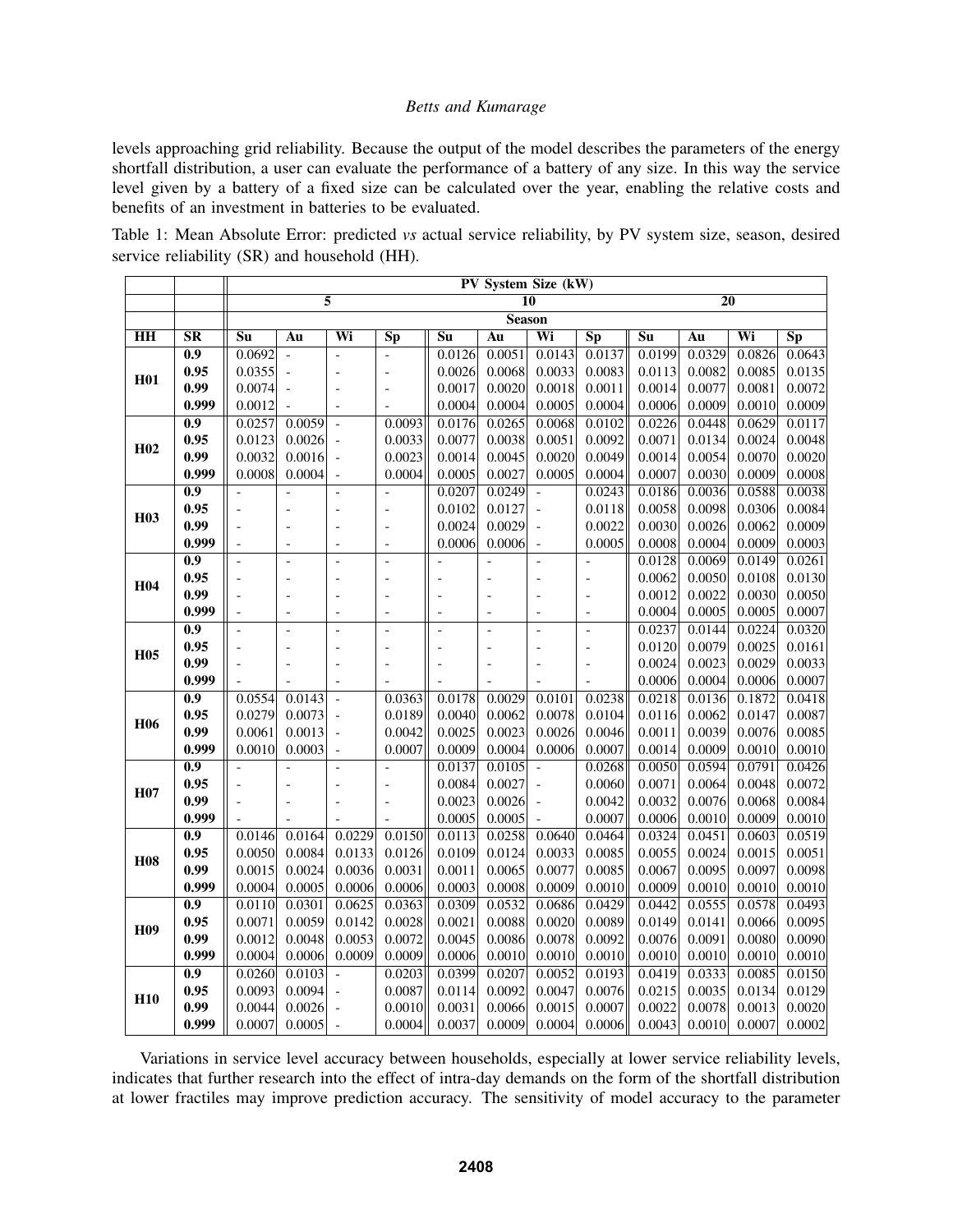levels approaching grid reliability. Because the output of the model describes the parameters of the energy shortfall distribution, a user can evaluate the performance of a battery of any size. In this way the service level given by a battery of a fixed size can be calculated over the year, enabling the relative costs and benefits of an investment in batteries to be evaluated.

Table 1: Mean Absolute Error: predicted *vs* actual service reliability, by PV system size, season, desired service reliability (SR) and household (HH).

| | | **PV System Size (kW)** | | | | | | | | | | | |
|---|---|---|---|---|---|---|---|---|---|---|---|---|---|
| | | **5** | | | | **10** | | | | **20** | | | |
| | | **Season** | | | | | | | | | | | |
| **HH** | **SR** | **Su** | **Au** | **Wi** | **Sp** | **Su** | **Au** | **Wi** | **Sp** | **Su** | **Au** | **Wi** | **Sp** |
| **H01** | **0.9** | 0.0692 | - | - | - | 0.0126 | 0.0051 | 0.0143 | 0.0137 | 0.0199 | 0.0329 | 0.0826 | 0.0643 |
| | **0.95** | 0.0355 | - | - | - | 0.0026 | 0.0068 | 0.0033 | 0.0083 | 0.0113 | 0.0082 | 0.0085 | 0.0135 |
| | **0.99** | 0.0074 | - | - | - | 0.0017 | 0.0020 | 0.0018 | 0.0011 | 0.0014 | 0.0077 | 0.0081 | 0.0072 |
| | **0.999** | 0.0012 | - | - | - | 0.0004 | 0.0004 | 0.0005 | 0.0004 | 0.0006 | 0.0009 | 0.0010 | 0.0009 |
| **H02** | **0.9** | 0.0257 | 0.0059 | - | 0.0093 | 0.0176 | 0.0265 | 0.0068 | 0.0102 | 0.0226 | 0.0448 | 0.0629 | 0.0117 |
| | **0.95** | 0.0123 | 0.0026 | - | 0.0033 | 0.0077 | 0.0038 | 0.0051 | 0.0092 | 0.0071 | 0.0134 | 0.0024 | 0.0048 |
| | **0.99** | 0.0032 | 0.0016 | - | 0.0023 | 0.0014 | 0.0045 | 0.0020 | 0.0049 | 0.0014 | 0.0054 | 0.0070 | 0.0020 |
| | **0.999** | 0.0008 | 0.0004 | - | 0.0004 | 0.0005 | 0.0027 | 0.0005 | 0.0004 | 0.0007 | 0.0030 | 0.0009 | 0.0008 |
| **H03** | **0.9** | - | - | - | - | 0.0207 | 0.0249 | - | 0.0243 | 0.0186 | 0.0036 | 0.0588 | 0.0038 |
| | **0.95** | - | - | - | - | 0.0102 | 0.0127 | - | 0.0118 | 0.0058 | 0.0098 | 0.0306 | 0.0084 |
| | **0.99** | - | - | - | - | 0.0024 | 0.0029 | - | 0.0022 | 0.0030 | 0.0026 | 0.0062 | 0.0009 |
| | **0.999** | - | - | - | - | 0.0006 | 0.0006 | - | 0.0005 | 0.0008 | 0.0004 | 0.0009 | 0.0003 |
| **H04** | **0.9** | - | - | - | - | - | - | - | - | 0.0128 | 0.0069 | 0.0149 | 0.0261 |
| | **0.95** | - | - | - | - | - | - | - | - | 0.0062 | 0.0050 | 0.0108 | 0.0130 |
| | **0.99** | - | - | - | - | - | - | - | - | 0.0012 | 0.0022 | 0.0030 | 0.0050 |
| | **0.999** | - | - | - | - | - | - | - | - | 0.0004 | 0.0005 | 0.0005 | 0.0007 |
| **H05** | **0.9** | - | - | - | - | - | - | - | - | 0.0237 | 0.0144 | 0.0224 | 0.0320 |
| | **0.95** | - | - | - | - | - | - | - | - | 0.0120 | 0.0079 | 0.0025 | 0.0161 |
| | **0.99** | - | - | - | - | - | - | - | - | 0.0024 | 0.0023 | 0.0029 | 0.0033 |
| | **0.999** | - | - | - | - | - | - | - | - | 0.0006 | 0.0004 | 0.0006 | 0.0007 |
| **H06** | **0.9** | 0.0554 | 0.0143 | - | 0.0363 | 0.0178 | 0.0029 | 0.0101 | 0.0238 | 0.0218 | 0.0136 | 0.1872 | 0.0418 |
| | **0.95** | 0.0279 | 0.0073 | - | 0.0189 | 0.0040 | 0.0062 | 0.0078 | 0.0104 | 0.0116 | 0.0062 | 0.0147 | 0.0087 |
| | **0.99** | 0.0061 | 0.0013 | - | 0.0042 | 0.0025 | 0.0023 | 0.0026 | 0.0046 | 0.0011 | 0.0039 | 0.0076 | 0.0085 |
| | **0.999** | 0.0010 | 0.0003 | - | 0.0007 | 0.0009 | 0.0004 | 0.0006 | 0.0007 | 0.0014 | 0.0009 | 0.0010 | 0.0010 |
| **H07** | **0.9** | - | - | - | - | 0.0137 | 0.0105 | - | 0.0268 | 0.0050 | 0.0594 | 0.0791 | 0.0426 |
| | **0.95** | - | - | - | - | 0.0084 | 0.0027 | - | 0.0060 | 0.0071 | 0.0064 | 0.0048 | 0.0072 |
| | **0.99** | - | - | - | - | 0.0023 | 0.0026 | - | 0.0042 | 0.0032 | 0.0076 | 0.0068 | 0.0084 |
| | **0.999** | - | - | - | - | 0.0005 | 0.0005 | - | 0.0007 | 0.0006 | 0.0010 | 0.0009 | 0.0010 |
| **H08** | **0.9** | 0.0146 | 0.0164 | 0.0229 | 0.0150 | 0.0113 | 0.0258 | 0.0640 | 0.0464 | 0.0324 | 0.0451 | 0.0603 | 0.0519 |
| | **0.95** | 0.0050 | 0.0084 | 0.0133 | 0.0126 | 0.0109 | 0.0124 | 0.0033 | 0.0085 | 0.0055 | 0.0024 | 0.0015 | 0.0051 |
| | **0.99** | 0.0015 | 0.0024 | 0.0036 | 0.0031 | 0.0011 | 0.0065 | 0.0077 | 0.0085 | 0.0067 | 0.0095 | 0.0097 | 0.0098 |
| | **0.999** | 0.0004 | 0.0005 | 0.0006 | 0.0006 | 0.0003 | 0.0008 | 0.0009 | 0.0010 | 0.0009 | 0.0010 | 0.0010 | 0.0010 |
| **H09** | **0.9** | 0.0110 | 0.0301 | 0.0625 | 0.0363 | 0.0309 | 0.0532 | 0.0686 | 0.0429 | 0.0442 | 0.0555 | 0.0578 | 0.0493 |
| | **0.95** | 0.0071 | 0.0059 | 0.0142 | 0.0028 | 0.0021 | 0.0088 | 0.0020 | 0.0089 | 0.0149 | 0.0141 | 0.0066 | 0.0095 |
| | **0.99** | 0.0012 | 0.0048 | 0.0053 | 0.0072 | 0.0045 | 0.0086 | 0.0078 | 0.0092 | 0.0076 | 0.0091 | 0.0080 | 0.0090 |
| | **0.999** | 0.0004 | 0.0006 | 0.0009 | 0.0009 | 0.0006 | 0.0010 | 0.0010 | 0.0010 | 0.0010 | 0.0010 | 0.0010 | 0.0010 |
| **H10** | **0.9** | 0.0260 | 0.0103 | - | 0.0203 | 0.0399 | 0.0207 | 0.0052 | 0.0193 | 0.0419 | 0.0333 | 0.0085 | 0.0150 |
| | **0.95** | 0.0093 | 0.0094 | - | 0.0087 | 0.0114 | 0.0092 | 0.0047 | 0.0076 | 0.0215 | 0.0035 | 0.0134 | 0.0129 |
| | **0.99** | 0.0044 | 0.0026 | - | 0.0010 | 0.0031 | 0.0066 | 0.0015 | 0.0007 | 0.0022 | 0.0078 | 0.0013 | 0.0020 |
| | **0.999** | 0.0007 | 0.0005 | - | 0.0004 | 0.0037 | 0.0009 | 0.0004 | 0.0006 | 0.0043 | 0.0010 | 0.0007 | 0.0002 |

Variations in service level accuracy between households, especially at lower service reliability levels, indicates that further research into the effect of intra-day demands on the form of the shortfall distribution at lower fractiles may improve prediction accuracy. The sensitivity of model accuracy to the parameter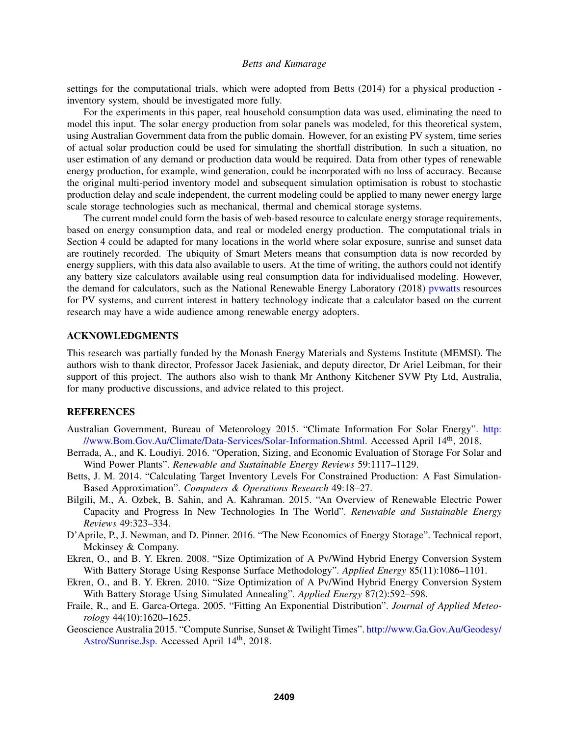settings for the computational trials, which were adopted from Betts (2014) for a physical production - inventory system, should be investigated more fully.

For the experiments in this paper, real household consumption data was used, eliminating the need to model this input. The solar energy production from solar panels was modeled, for this theoretical system, using Australian Government data from the public domain. However, for an existing PV system, time series of actual solar production could be used for simulating the shortfall distribution. In such a situation, no user estimation of any demand or production data would be required. Data from other types of renewable energy production, for example, wind generation, could be incorporated with no loss of accuracy. Because the original multi-period inventory model and subsequent simulation optimisation is robust to stochastic production delay and scale independent, the current modeling could be applied to many newer energy large scale storage technologies such as mechanical, thermal and chemical storage systems.

The current model could form the basis of web-based resource to calculate energy storage requirements, based on energy consumption data, and real or modeled energy production. The computational trials in Section 4 could be adapted for many locations in the world where solar exposure, sunrise and sunset data are routinely recorded. The ubiquity of Smart Meters means that consumption data is now recorded by energy suppliers, with this data also available to users. At the time of writing, the authors could not identify any battery size calculators available using real consumption data for individualised modeling. However, the demand for calculators, such as the National Renewable Energy Laboratory (2018) pvwatts resources for PV systems, and current interest in battery technology indicate that a calculator based on the current research may have a wide audience among renewable energy adopters.

## ACKNOWLEDGMENTS

This research was partially funded by the Monash Energy Materials and Systems Institute (MEMSI). The authors wish to thank director, Professor Jacek Jasieniak, and deputy director, Dr Ariel Leibman, for their support of this project. The authors also wish to thank Mr Anthony Kitchener SVW Pty Ltd, Australia, for many productive discussions, and advice related to this project.

## REFERENCES

Australian Government, Bureau of Meteorology 2015. "Climate Information For Solar Energy". http://www.Bom.Gov.Au/Climate/Data-Services/Solar-Information.Shtml. Accessed April 14th, 2018.

Berrada, A., and K. Loudiyi. 2016. "Operation, Sizing, and Economic Evaluation of Storage For Solar and Wind Power Plants". *Renewable and Sustainable Energy Reviews* 59:1117–1129.

Betts, J. M. 2014. "Calculating Target Inventory Levels For Constrained Production: A Fast Simulation-Based Approximation". *Computers & Operations Research* 49:18–27.

Bilgili, M., A. Ozbek, B. Sahin, and A. Kahraman. 2015. "An Overview of Renewable Electric Power Capacity and Progress In New Technologies In The World". *Renewable and Sustainable Energy Reviews* 49:323–334.

D'Aprile, P., J. Newman, and D. Pinner. 2016. "The New Economics of Energy Storage". Technical report, Mckinsey & Company.

Ekren, O., and B. Y. Ekren. 2008. "Size Optimization of A Pv/Wind Hybrid Energy Conversion System With Battery Storage Using Response Surface Methodology". *Applied Energy* 85(11):1086–1101.

Ekren, O., and B. Y. Ekren. 2010. "Size Optimization of A Pv/Wind Hybrid Energy Conversion System With Battery Storage Using Simulated Annealing". *Applied Energy* 87(2):592–598.

Fraile, R., and E. Garca-Ortega. 2005. "Fitting An Exponential Distribution". *Journal of Applied Meteorology* 44(10):1620–1625.

Geoscience Australia 2015. "Compute Sunrise, Sunset & Twilight Times". http://www.Ga.Gov.Au/Geodesy/Astro/Sunrise.Jsp. Accessed April 14th, 2018.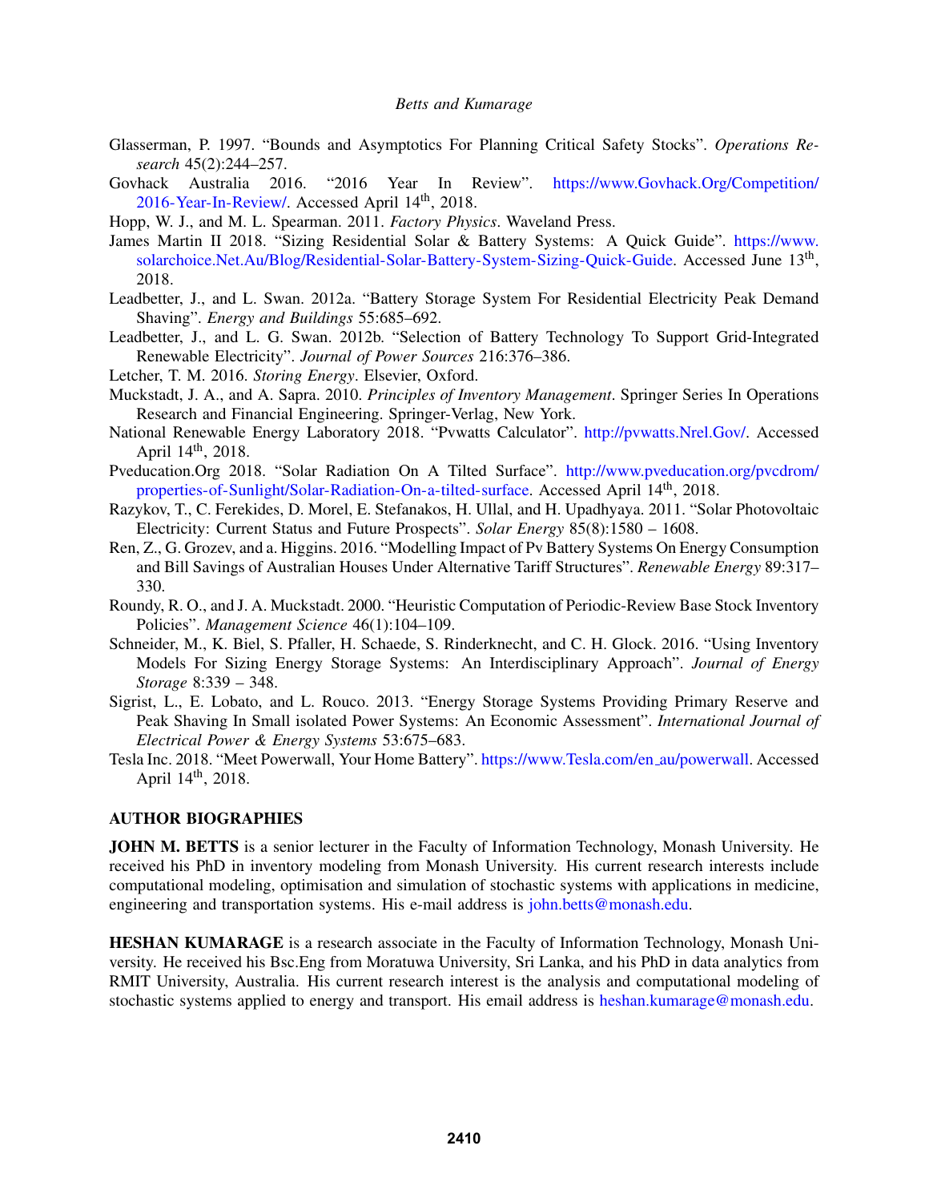Glasserman, P. 1997. "Bounds and Asymptotics For Planning Critical Safety Stocks". *Operations Research* 45(2):244–257.

Govhack Australia 2016. "2016 Year In Review". https://www.Govhack.Org/Competition/2016-Year-In-Review/. Accessed April 14th, 2018.

Hopp, W. J., and M. L. Spearman. 2011. *Factory Physics*. Waveland Press.

James Martin II 2018. "Sizing Residential Solar & Battery Systems: A Quick Guide". https://www.solarchoice.Net.Au/Blog/Residential-Solar-Battery-System-Sizing-Quick-Guide. Accessed June 13th, 2018.

Leadbetter, J., and L. Swan. 2012a. "Battery Storage System For Residential Electricity Peak Demand Shaving". *Energy and Buildings* 55:685–692.

Leadbetter, J., and L. G. Swan. 2012b. "Selection of Battery Technology To Support Grid-Integrated Renewable Electricity". *Journal of Power Sources* 216:376–386.

Letcher, T. M. 2016. *Storing Energy*. Elsevier, Oxford.

Muckstadt, J. A., and A. Sapra. 2010. *Principles of Inventory Management*. Springer Series In Operations Research and Financial Engineering. Springer-Verlag, New York.

National Renewable Energy Laboratory 2018. "Pvwatts Calculator". http://pvwatts.Nrel.Gov/. Accessed April 14th, 2018.

Pveducation.Org 2018. "Solar Radiation On A Tilted Surface". http://www.pveducation.org/pvcdrom/properties-of-Sunlight/Solar-Radiation-On-a-tilted-surface. Accessed April 14th, 2018.

Razykov, T., C. Ferekides, D. Morel, E. Stefanakos, H. Ullal, and H. Upadhyaya. 2011. "Solar Photovoltaic Electricity: Current Status and Future Prospects". *Solar Energy* 85(8):1580 – 1608.

Ren, Z., G. Grozev, and a. Higgins. 2016. "Modelling Impact of Pv Battery Systems On Energy Consumption and Bill Savings of Australian Houses Under Alternative Tariff Structures". *Renewable Energy* 89:317–330.

Roundy, R. O., and J. A. Muckstadt. 2000. "Heuristic Computation of Periodic-Review Base Stock Inventory Policies". *Management Science* 46(1):104–109.

Schneider, M., K. Biel, S. Pfaller, H. Schaede, S. Rinderknecht, and C. H. Glock. 2016. "Using Inventory Models For Sizing Energy Storage Systems: An Interdisciplinary Approach". *Journal of Energy Storage* 8:339 – 348.

Sigrist, L., E. Lobato, and L. Rouco. 2013. "Energy Storage Systems Providing Primary Reserve and Peak Shaving In Small isolated Power Systems: An Economic Assessment". *International Journal of Electrical Power & Energy Systems* 53:675–683.

Tesla Inc. 2018. "Meet Powerwall, Your Home Battery". https://www.Tesla.com/en_au/powerwall. Accessed April 14th, 2018.

## AUTHOR BIOGRAPHIES

**JOHN M. BETTS** is a senior lecturer in the Faculty of Information Technology, Monash University. He received his PhD in inventory modeling from Monash University. His current research interests include computational modeling, optimisation and simulation of stochastic systems with applications in medicine, engineering and transportation systems. His e-mail address is john.betts@monash.edu.

**HESHAN KUMARAGE** is a research associate in the Faculty of Information Technology, Monash University. He received his Bsc.Eng from Moratuwa University, Sri Lanka, and his PhD in data analytics from RMIT University, Australia. His current research interest is the analysis and computational modeling of stochastic systems applied to energy and transport. His email address is heshan.kumarage@monash.edu.